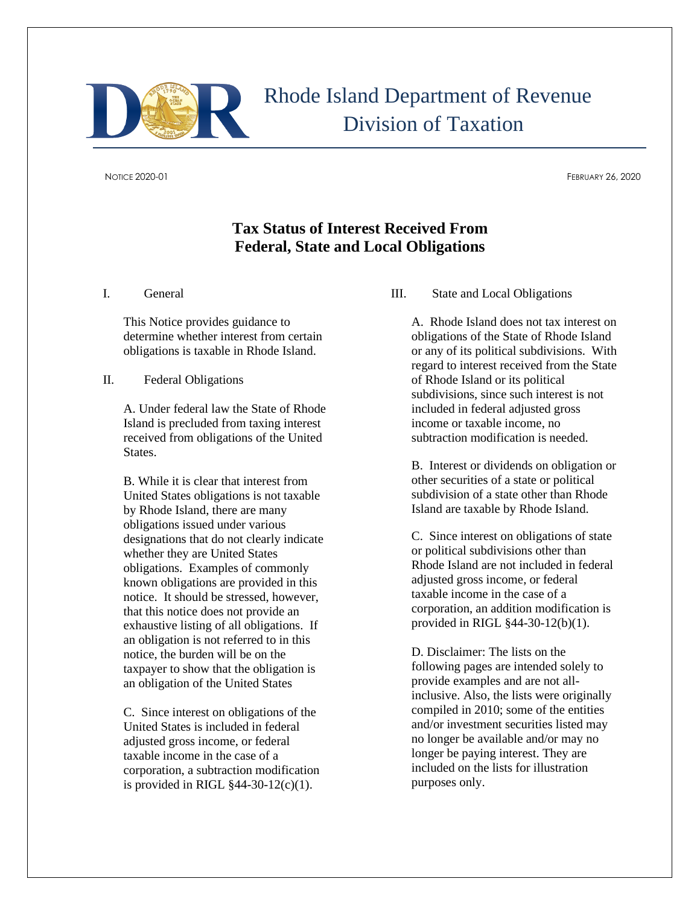# Rhode Island Department of Revenue
# Division of Taxation

NOTICE 2020-01

FEBRUARY 26, 2020

## Tax Status of Interest Received From Federal, State and Local Obligations

### I. General

This Notice provides guidance to determine whether interest from certain obligations is taxable in Rhode Island.

### II. Federal Obligations

A. Under federal law the State of Rhode Island is precluded from taxing interest received from obligations of the United States.

B. While it is clear that interest from United States obligations is not taxable by Rhode Island, there are many obligations issued under various designations that do not clearly indicate whether they are United States obligations. Examples of commonly known obligations are provided in this notice. It should be stressed, however, that this notice does not provide an exhaustive listing of all obligations. If an obligation is not referred to in this notice, the burden will be on the taxpayer to show that the obligation is an obligation of the United States

C. Since interest on obligations of the United States is included in federal adjusted gross income, or federal taxable income in the case of a corporation, a subtraction modification is provided in RIGL §44-30-12(c)(1).

### III. State and Local Obligations

A. Rhode Island does not tax interest on obligations of the State of Rhode Island or any of its political subdivisions. With regard to interest received from the State of Rhode Island or its political subdivisions, since such interest is not included in federal adjusted gross income or taxable income, no subtraction modification is needed.

B. Interest or dividends on obligation or other securities of a state or political subdivision of a state other than Rhode Island are taxable by Rhode Island.

C. Since interest on obligations of state or political subdivisions other than Rhode Island are not included in federal adjusted gross income, or federal taxable income in the case of a corporation, an addition modification is provided in RIGL §44-30-12(b)(1).

D. Disclaimer: The lists on the following pages are intended solely to provide examples and are not all-inclusive. Also, the lists were originally compiled in 2010; some of the entities and/or investment securities listed may no longer be available and/or may no longer be paying interest. They are included on the lists for illustration purposes only.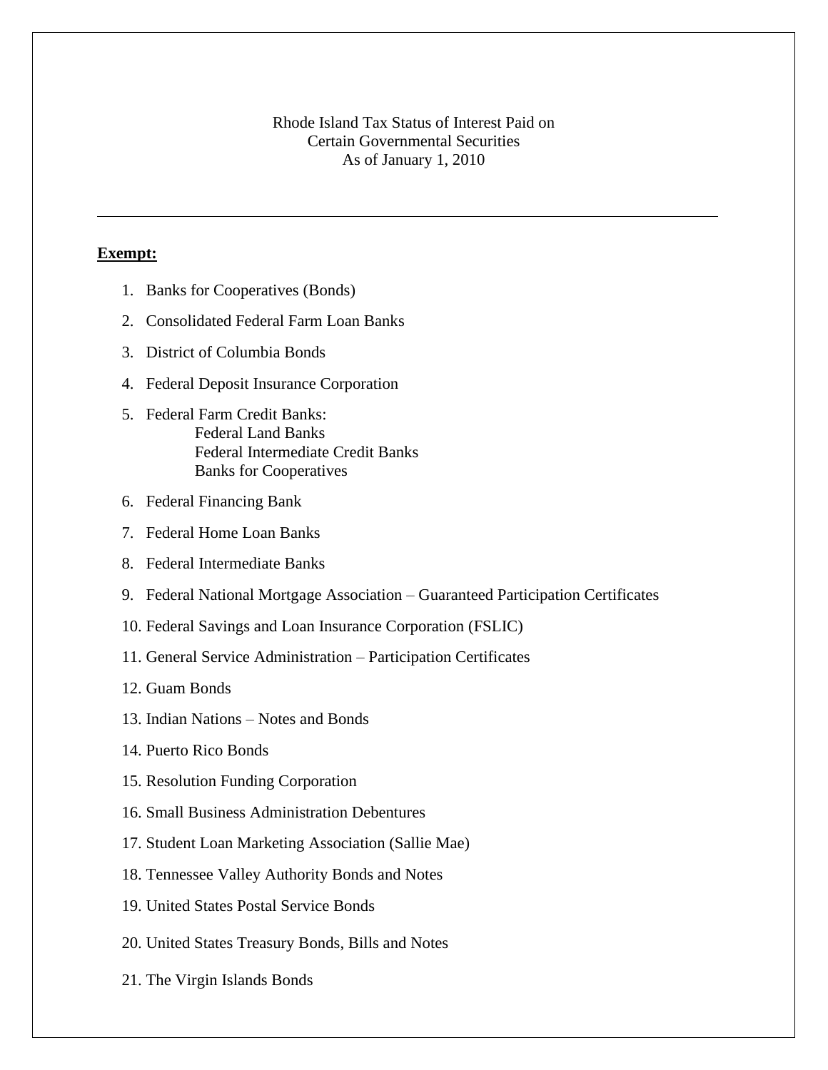Rhode Island Tax Status of Interest Paid on
Certain Governmental Securities
As of January 1, 2010

---

**Exempt:**

1. Banks for Cooperatives (Bonds)
2. Consolidated Federal Farm Loan Banks
3. District of Columbia Bonds
4. Federal Deposit Insurance Corporation
5. Federal Farm Credit Banks:
   - Federal Land Banks
   - Federal Intermediate Credit Banks
   - Banks for Cooperatives
6. Federal Financing Bank
7. Federal Home Loan Banks
8. Federal Intermediate Banks
9. Federal National Mortgage Association – Guaranteed Participation Certificates
10. Federal Savings and Loan Insurance Corporation (FSLIC)
11. General Service Administration – Participation Certificates
12. Guam Bonds
13. Indian Nations – Notes and Bonds
14. Puerto Rico Bonds
15. Resolution Funding Corporation
16. Small Business Administration Debentures
17. Student Loan Marketing Association (Sallie Mae)
18. Tennessee Valley Authority Bonds and Notes
19. United States Postal Service Bonds
20. United States Treasury Bonds, Bills and Notes
21. The Virgin Islands Bonds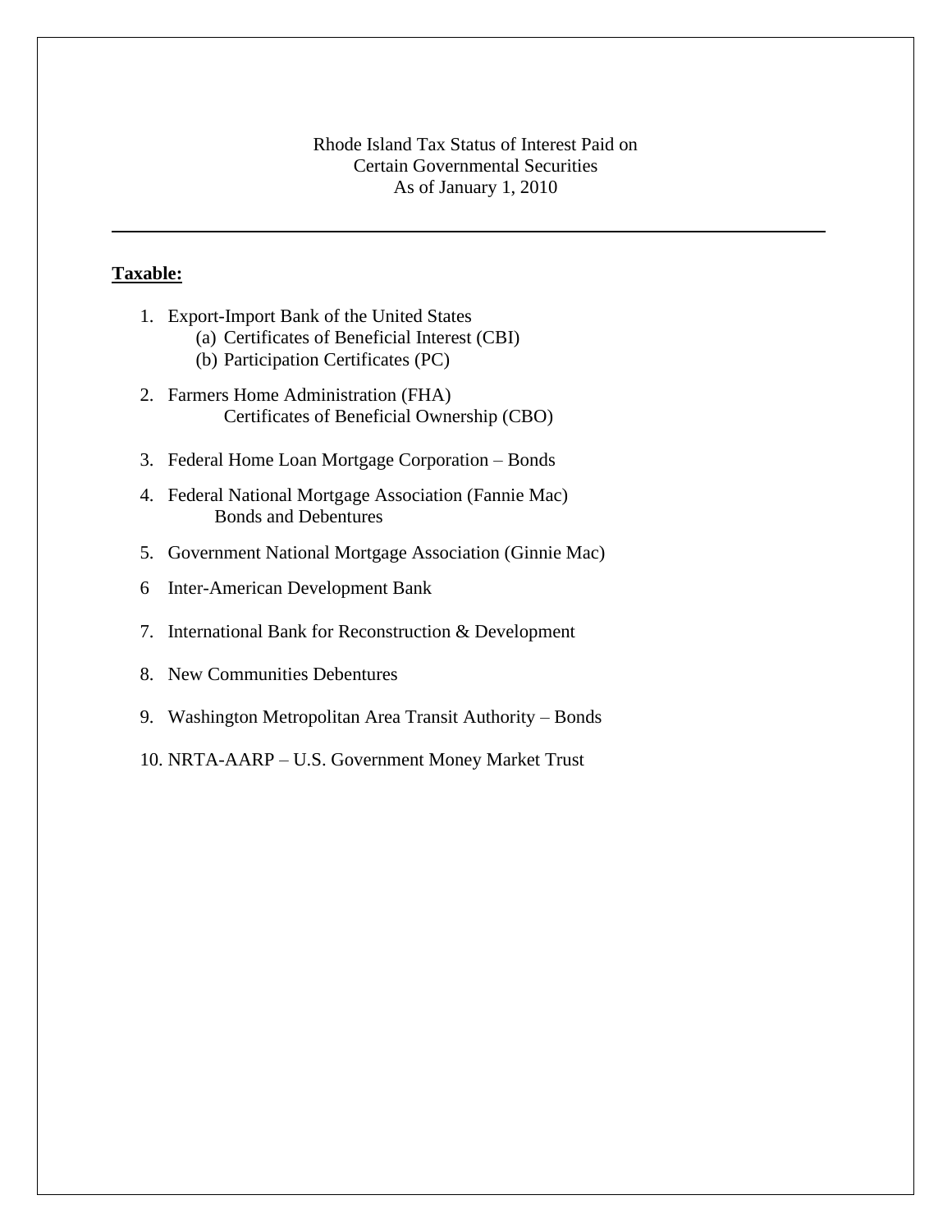Rhode Island Tax Status of Interest Paid on
Certain Governmental Securities
As of January 1, 2010

---

**Taxable:**

1. Export-Import Bank of the United States
   (a) Certificates of Beneficial Interest (CBI)
   (b) Participation Certificates (PC)

2. Farmers Home Administration (FHA)
   Certificates of Beneficial Ownership (CBO)

3. Federal Home Loan Mortgage Corporation – Bonds

4. Federal National Mortgage Association (Fannie Mac)
   Bonds and Debentures

5. Government National Mortgage Association (Ginnie Mac)

6 Inter-American Development Bank

7. International Bank for Reconstruction & Development

8. New Communities Debentures

9. Washington Metropolitan Area Transit Authority – Bonds

10. NRTA-AARP – U.S. Government Money Market Trust